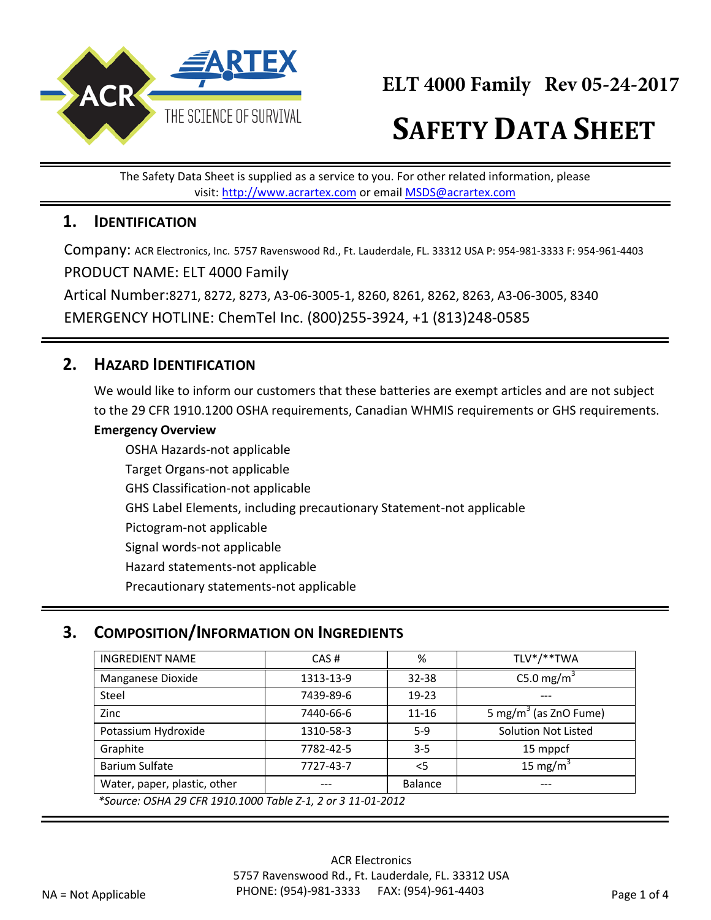# ELT 4000 Family Rev 05-24-2017

# SAFETY DATA SHEET

The Safety Data Sheet is supplied as a service to you. For other related information, please visit: http://www.acrartex.com or email MSDS@acrartex.com

## 1. IDENTIFICATION

Company: ACR Electronics, Inc. 5757 Ravenswood Rd., Ft. Lauderdale, FL. 33312 USA P: 954-981-3333 F: 954-961-4403

PRODUCT NAME: ELT 4000 Family

Artical Number:8271, 8272, 8273, A3-06-3005-1, 8260, 8261, 8262, 8263, A3-06-3005, 8340

EMERGENCY HOTLINE: ChemTel Inc. (800)255-3924, +1 (813)248-0585

## 2. HAZARD IDENTIFICATION

We would like to inform our customers that these batteries are exempt articles and are not subject to the 29 CFR 1910.1200 OSHA requirements, Canadian WHMIS requirements or GHS requirements.

**Emergency Overview**

- OSHA Hazards-not applicable
- Target Organs-not applicable
- GHS Classification-not applicable
- GHS Label Elements, including precautionary Statement-not applicable
- Pictogram-not applicable
- Signal words-not applicable
- Hazard statements-not applicable
- Precautionary statements-not applicable

## 3. COMPOSITION/INFORMATION ON INGREDIENTS

| INGREDIENT NAME | CAS # | % | TLV*/**TWA |
|---|---|---|---|
| Manganese Dioxide | 1313-13-9 | 32-38 | C5.0 mg/m$^3$ |
| Steel | 7439-89-6 | 19-23 | --- |
| Zinc | 7440-66-6 | 11-16 | 5 mg/m$^3$ (as ZnO Fume) |
| Potassium Hydroxide | 1310-58-3 | 5-9 | Solution Not Listed |
| Graphite | 7782-42-5 | 3-5 | 15 mppcf |
| Barium Sulfate | 7727-43-7 | <5 | 15 mg/m$^3$ |
| Water, paper, plastic, other | --- | Balance | --- |

*\*Source: OSHA 29 CFR 1910.1000 Table Z-1, 2 or 3 11-01-2012*

ACR Electronics
5757 Ravenswood Rd., Ft. Lauderdale, FL. 33312 USA
PHONE: (954)-981-3333 FAX: (954)-961-4403

NA = Not Applicable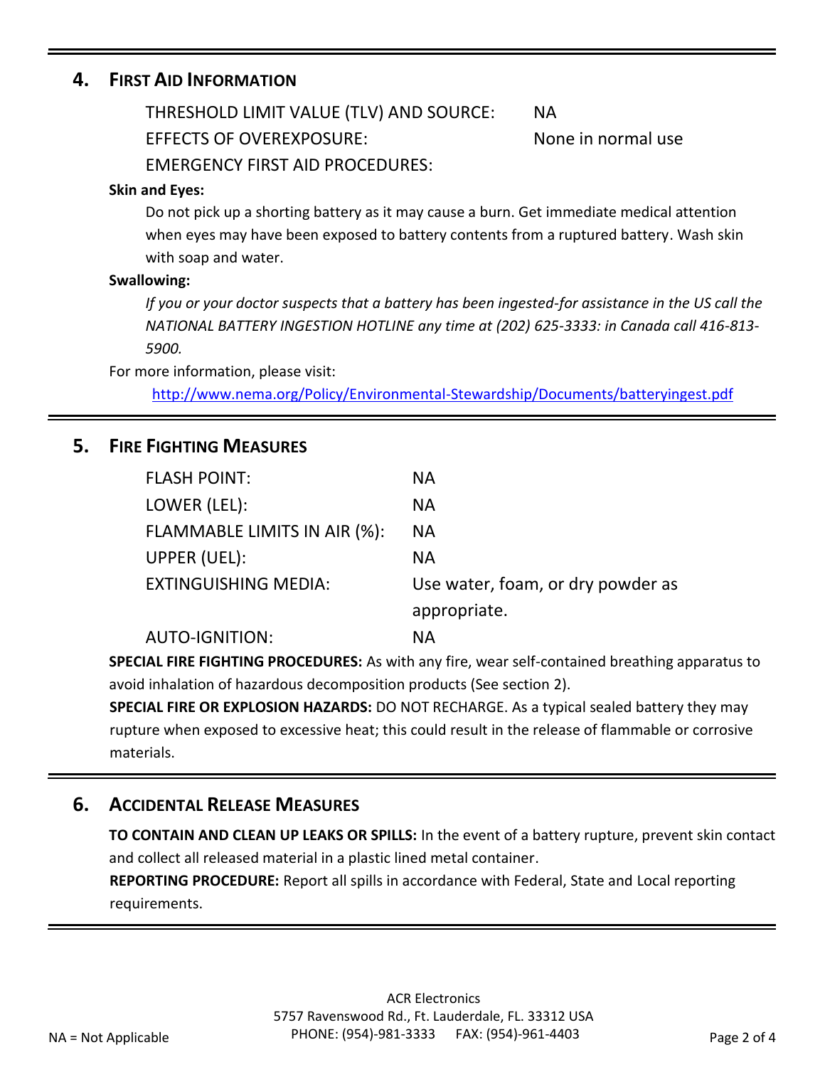## 4. First Aid Information

THRESHOLD LIMIT VALUE (TLV) AND SOURCE: NA

EFFECTS OF OVEREXPOSURE: None in normal use

EMERGENCY FIRST AID PROCEDURES:

**Skin and Eyes:**

Do not pick up a shorting battery as it may cause a burn. Get immediate medical attention when eyes may have been exposed to battery contents from a ruptured battery. Wash skin with soap and water.

**Swallowing:**

*If you or your doctor suspects that a battery has been ingested-for assistance in the US call the NATIONAL BATTERY INGESTION HOTLINE any time at (202) 625-3333: in Canada call 416-813-5900.*

For more information, please visit:

http://www.nema.org/Policy/Environmental-Stewardship/Documents/batteryingest.pdf

## 5. Fire Fighting Measures

| | |
|---|---|
| FLASH POINT: | NA |
| LOWER (LEL): | NA |
| FLAMMABLE LIMITS IN AIR (%): | NA |
| UPPER (UEL): | NA |
| EXTINGUISHING MEDIA: | Use water, foam, or dry powder as appropriate. |
| AUTO-IGNITION: | NA |

**SPECIAL FIRE FIGHTING PROCEDURES:** As with any fire, wear self-contained breathing apparatus to avoid inhalation of hazardous decomposition products (See section 2).

**SPECIAL FIRE OR EXPLOSION HAZARDS:** DO NOT RECHARGE. As a typical sealed battery they may rupture when exposed to excessive heat; this could result in the release of flammable or corrosive materials.

## 6. Accidental Release Measures

**TO CONTAIN AND CLEAN UP LEAKS OR SPILLS:** In the event of a battery rupture, prevent skin contact and collect all released material in a plastic lined metal container.

**REPORTING PROCEDURE:** Report all spills in accordance with Federal, State and Local reporting requirements.

NA = Not Applicable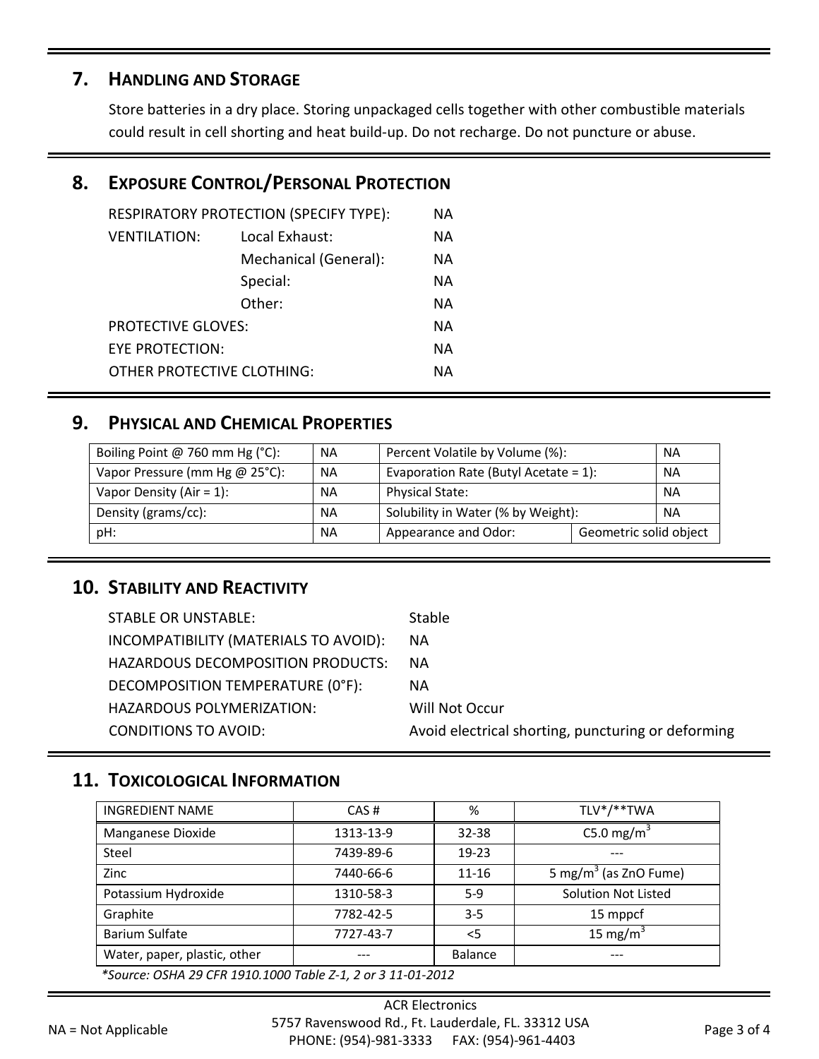## 7. Handling and Storage

Store batteries in a dry place. Storing unpackaged cells together with other combustible materials could result in cell shorting and heat build-up. Do not recharge. Do not puncture or abuse.

## 8. Exposure Control/Personal Protection

| | | |
|---|---|---|
| RESPIRATORY PROTECTION (SPECIFY TYPE): | | NA |
| VENTILATION: | Local Exhaust: | NA |
| | Mechanical (General): | NA |
| | Special: | NA |
| | Other: | NA |
| PROTECTIVE GLOVES: | | NA |
| EYE PROTECTION: | | NA |
| OTHER PROTECTIVE CLOTHING: | | NA |

## 9. Physical and Chemical Properties

| | | | |
|---|---|---|---|
| Boiling Point @ 760 mm Hg (°C): | NA | Percent Volatile by Volume (%): | NA |
| Vapor Pressure (mm Hg @ 25°C): | NA | Evaporation Rate (Butyl Acetate = 1): | NA |
| Vapor Density (Air = 1): | NA | Physical State: | NA |
| Density (grams/cc): | NA | Solubility in Water (% by Weight): | NA |
| pH: | NA | Appearance and Odor: | Geometric solid object |

## 10. Stability and Reactivity

| | |
|---|---|
| STABLE OR UNSTABLE: | Stable |
| INCOMPATIBILITY (MATERIALS TO AVOID): | NA |
| HAZARDOUS DECOMPOSITION PRODUCTS: | NA |
| DECOMPOSITION TEMPERATURE (0°F): | NA |
| HAZARDOUS POLYMERIZATION: | Will Not Occur |
| CONDITIONS TO AVOID: | Avoid electrical shorting, puncturing or deforming |

## 11. Toxicological Information

| INGREDIENT NAME | CAS # | % | TLV*/**TWA |
|---|---|---|---|
| Manganese Dioxide | 1313-13-9 | 32-38 | C5.0 mg/m$^3$ |
| Steel | 7439-89-6 | 19-23 | --- |
| Zinc | 7440-66-6 | 11-16 | 5 mg/m$^3$ (as ZnO Fume) |
| Potassium Hydroxide | 1310-58-3 | 5-9 | Solution Not Listed |
| Graphite | 7782-42-5 | 3-5 | 15 mppcf |
| Barium Sulfate | 7727-43-7 | <5 | 15 mg/m$^3$ |
| Water, paper, plastic, other | --- | Balance | --- |

*\*Source: OSHA 29 CFR 1910.1000 Table Z-1, 2 or 3 11-01-2012*

NA = Not Applicable

ACR Electronics
5757 Ravenswood Rd., Ft. Lauderdale, FL. 33312 USA
PHONE: (954)-981-3333 FAX: (954)-961-4403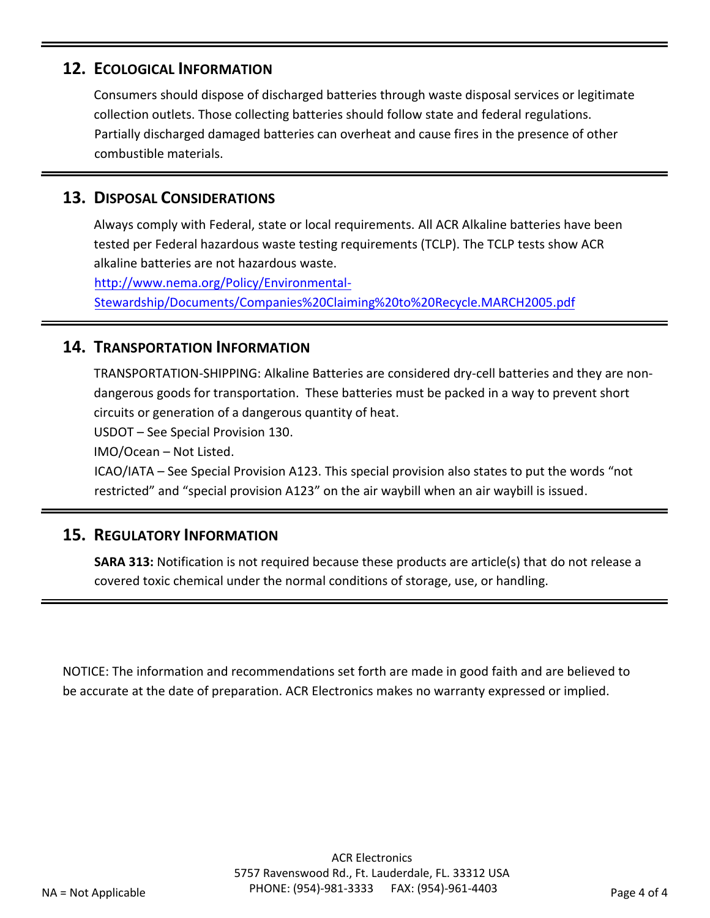## 12. Ecological Information

Consumers should dispose of discharged batteries through waste disposal services or legitimate collection outlets. Those collecting batteries should follow state and federal regulations. Partially discharged damaged batteries can overheat and cause fires in the presence of other combustible materials.

## 13. Disposal Considerations

Always comply with Federal, state or local requirements. All ACR Alkaline batteries have been tested per Federal hazardous waste testing requirements (TCLP). The TCLP tests show ACR alkaline batteries are not hazardous waste.
http://www.nema.org/Policy/Environmental-Stewardship/Documents/Companies%20Claiming%20to%20Recycle.MARCH2005.pdf

## 14. Transportation Information

TRANSPORTATION-SHIPPING: Alkaline Batteries are considered dry-cell batteries and they are non-dangerous goods for transportation. These batteries must be packed in a way to prevent short circuits or generation of a dangerous quantity of heat.
USDOT – See Special Provision 130.
IMO/Ocean – Not Listed.
ICAO/IATA – See Special Provision A123. This special provision also states to put the words "not restricted" and "special provision A123" on the air waybill when an air waybill is issued.

## 15. Regulatory Information

**SARA 313:** Notification is not required because these products are article(s) that do not release a covered toxic chemical under the normal conditions of storage, use, or handling.

NOTICE: The information and recommendations set forth are made in good faith and are believed to be accurate at the date of preparation. ACR Electronics makes no warranty expressed or implied.

NA = Not Applicable

ACR Electronics
5757 Ravenswood Rd., Ft. Lauderdale, FL. 33312 USA
PHONE: (954)-981-3333 FAX: (954)-961-4403